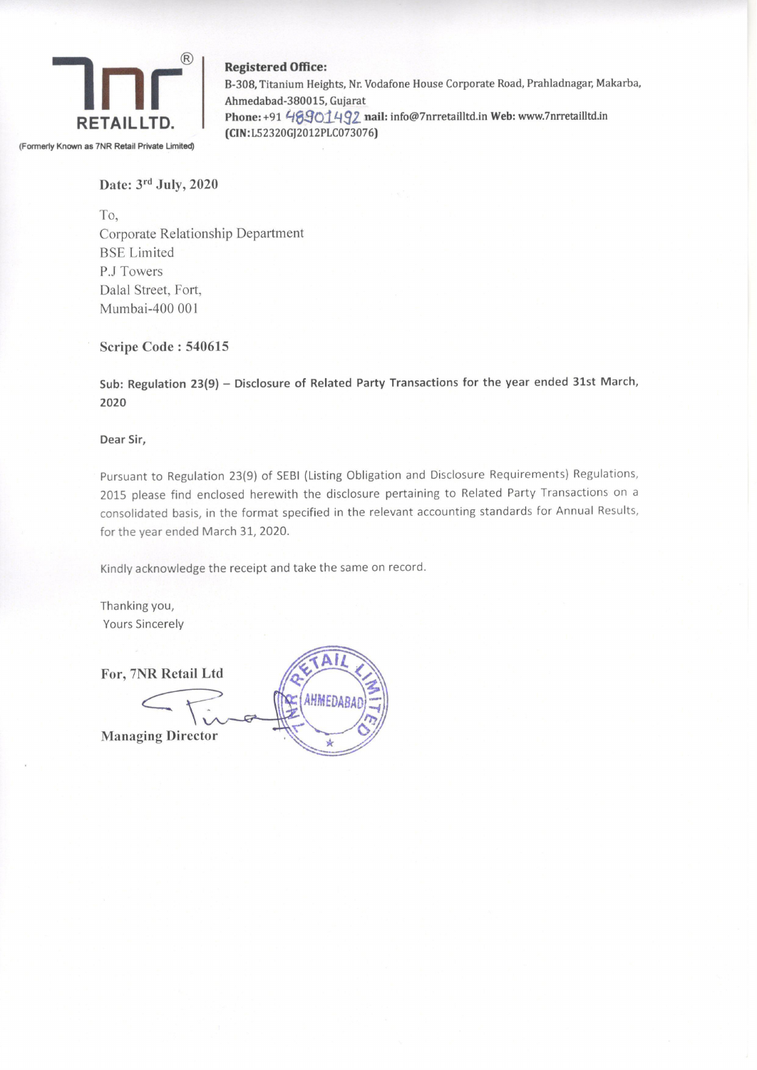**7NR RETAIL LTD.**

(Formerly Known as 7NR Retail Private Limited)

**Registered Office:**
B-308, Titanium Heights, Nr. Vodafone House Corporate Road, Prahladnagar, Makarba, Ahmedabad-380015, Gujarat
**Phone:** +91 48901492 **nail:** info@7nrretailltd.in **Web:** www.7nrretailltd.in
**(CIN:L52320GJ2012PLC073076)**

**Date: 3rd July, 2020**

To,
Corporate Relationship Department
BSE Limited
P.J Towers
Dalal Street, Fort,
Mumbai-400 001

**Scripe Code : 540615**

**Sub: Regulation 23(9) – Disclosure of Related Party Transactions for the year ended 31st March, 2020**

**Dear Sir,**

Pursuant to Regulation 23(9) of SEBI (Listing Obligation and Disclosure Requirements) Regulations, 2015 please find enclosed herewith the disclosure pertaining to Related Party Transactions on a consolidated basis, in the format specified in the relevant accounting standards for Annual Results, for the year ended March 31, 2020.

Kindly acknowledge the receipt and take the same on record.

Thanking you,
Yours Sincerely

**For, 7NR Retail Ltd**

**Managing Director**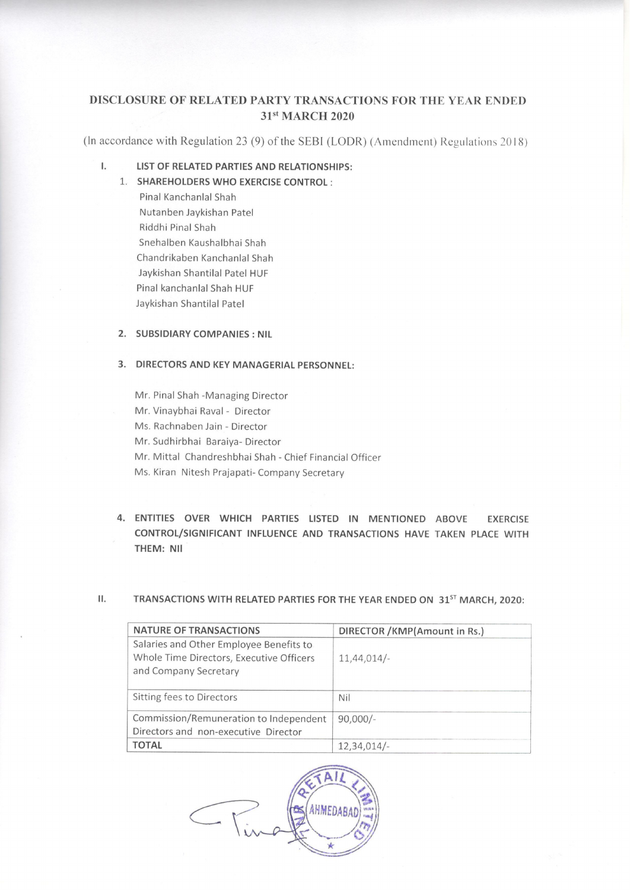## DISCLOSURE OF RELATED PARTY TRANSACTIONS FOR THE YEAR ENDED 31st MARCH 2020

(In accordance with Regulation 23 (9) of the SEBI (LODR) (Amendment) Regulations 2018)

**I. LIST OF RELATED PARTIES AND RELATIONSHIPS:**

1. **SHAREHOLDERS WHO EXERCISE CONTROL :**

   Pinal Kanchanlal Shah
   Nutanben Jaykishan Patel
   Riddhi Pinal Shah
   Snehalben Kaushalbhai Shah
   Chandrikaben Kanchanlal Shah
   Jaykishan Shantilal Patel HUF
   Pinal kanchanlal Shah HUF
   Jaykishan Shantilal Patel

2. **SUBSIDIARY COMPANIES : NIL**

3. **DIRECTORS AND KEY MANAGERIAL PERSONNEL:**

   Mr. Pinal Shah -Managing Director
   Mr. Vinaybhai Raval - Director
   Ms. Rachnaben Jain - Director
   Mr. Sudhirbhai Baraiya- Director
   Mr. Mittal Chandreshbhai Shah - Chief Financial Officer
   Ms. Kiran Nitesh Prajapati- Company Secretary

4. **ENTITIES OVER WHICH PARTIES LISTED IN MENTIONED ABOVE EXERCISE CONTROL/SIGNIFICANT INFLUENCE AND TRANSACTIONS HAVE TAKEN PLACE WITH THEM: Nil**

**II. TRANSACTIONS WITH RELATED PARTIES FOR THE YEAR ENDED ON 31ST MARCH, 2020:**

| NATURE OF TRANSACTIONS | DIRECTOR /KMP(Amount in Rs.) |
|---|---|
| Salaries and Other Employee Benefits to Whole Time Directors, Executive Officers and Company Secretary | 11,44,014/- |
| Sitting fees to Directors | Nil |
| Commission/Remuneration to Independent Directors and non-executive Director | 90,000/- |
| **TOTAL** | 12,34,014/- |